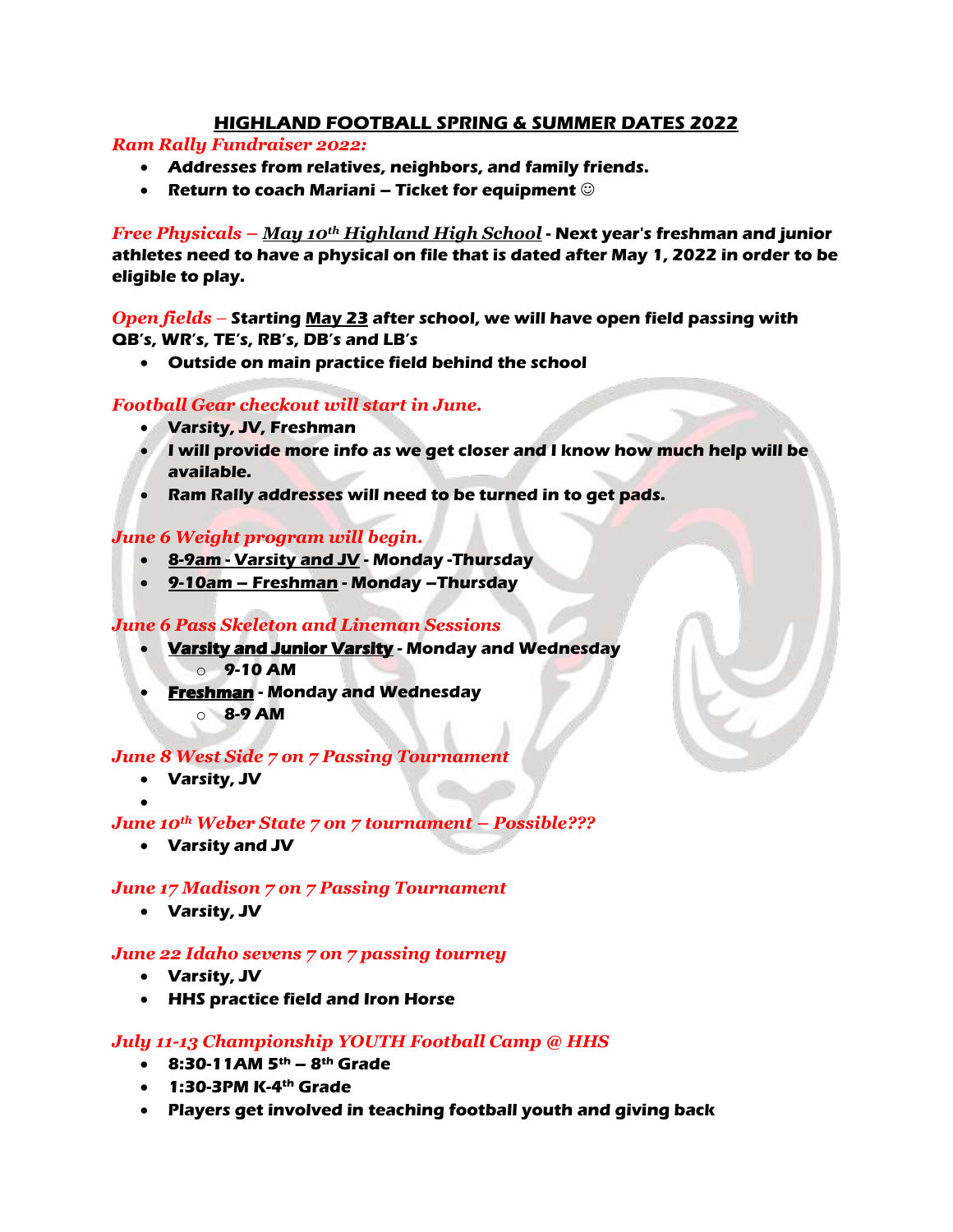# HIGHLAND FOOTBALL SPRING & SUMMER DATES 2022

*Ram Rally Fundraiser 2022:*

- **Addresses from relatives, neighbors, and family friends.**
- **Return to coach Mariani – Ticket for equipment ☺**

*Free Physicals – May 10th Highland High School* **- Next year's freshman and junior athletes need to have a physical on file that is dated after May 1, 2022 in order to be eligible to play.**

*Open fields –* **Starting May 23 after school, we will have open field passing with QB's, WR's, TE's, RB's, DB's and LB's**

- **Outside on main practice field behind the school**

*Football Gear checkout will start in June.*

- **Varsity, JV, Freshman**
- **I will provide more info as we get closer and I know how much help will be available.**
- **Ram Rally addresses will need to be turned in to get pads.**

*June 6 Weight program will begin.*

- **8-9am - Varsity and JV - Monday -Thursday**
- **9-10am – Freshman - Monday –Thursday**

*June 6 Pass Skeleton and Lineman Sessions*

- **Varsity and Junior Varsity - Monday and Wednesday**
  - **9-10 AM**
- **Freshman - Monday and Wednesday**
  - **8-9 AM**

*June 8 West Side 7 on 7 Passing Tournament*

- **Varsity, JV**

*June 10th Weber State 7 on 7 tournament – Possible???*

- **Varsity and JV**

*June 17 Madison 7 on 7 Passing Tournament*

- **Varsity, JV**

*June 22 Idaho sevens 7 on 7 passing tourney*

- **Varsity, JV**
- **HHS practice field and Iron Horse**

*July 11-13 Championship YOUTH Football Camp @ HHS*

- **8:30-11AM 5th – 8th Grade**
- **1:30-3PM K-4th Grade**
- **Players get involved in teaching football youth and giving back**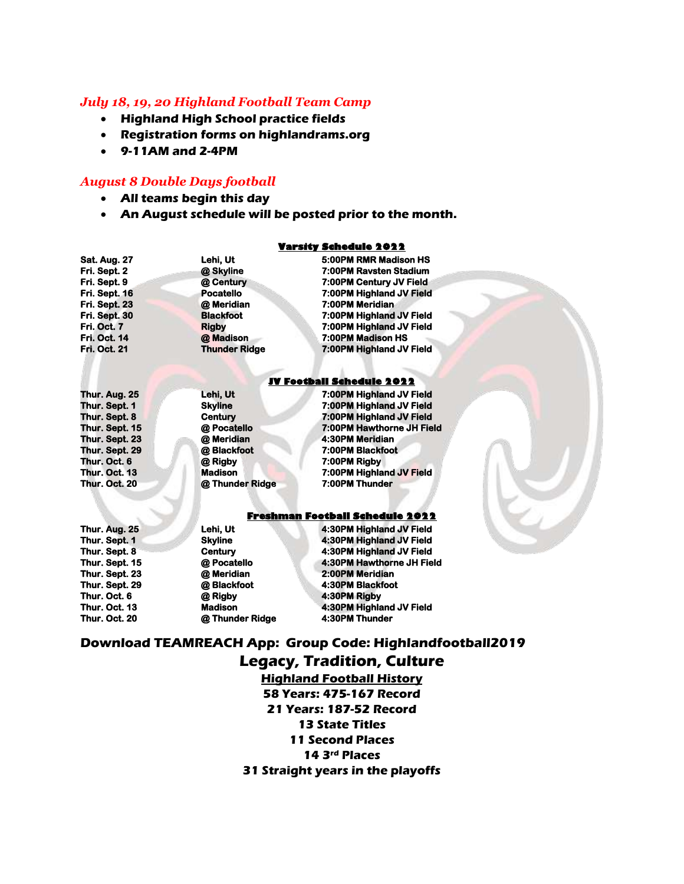### *July 18, 19, 20 Highland Football Team Camp*

- **Highland High School practice fields**
- **Registration forms on highlandrams.org**
- **9-11AM and 2-4PM**

### *August 8 Double Days football*

- **All teams begin this day**
- **An August schedule will be posted prior to the month.**

**Varsity Schedule 2022**

| | | |
|---|---|---|
| Sat. Aug. 27 | Lehi, Ut | 5:00PM RMR Madison HS |
| Fri. Sept. 2 | @ Skyline | 7:00PM Ravsten Stadium |
| Fri. Sept. 9 | @ Century | 7:00PM Century JV Field |
| Fri. Sept. 16 | Pocatello | 7:00PM Highland JV Field |
| Fri. Sept. 23 | @ Meridian | 7:00PM Meridian |
| Fri. Sept. 30 | Blackfoot | 7:00PM Highland JV Field |
| Fri. Oct. 7 | Rigby | 7:00PM Highland JV Field |
| Fri. Oct. 14 | @ Madison | 7:00PM Madison HS |
| Fri. Oct. 21 | Thunder Ridge | 7:00PM Highland JV Field |

**JV Football Schedule 2022**

| | | |
|---|---|---|
| Thur. Aug. 25 | Lehi, Ut | 7:00PM Highland JV Field |
| Thur. Sept. 1 | Skyline | 7:00PM Highland JV Field |
| Thur. Sept. 8 | Century | 7:00PM Highland JV Field |
| Thur. Sept. 15 | @ Pocatello | 7:00PM Hawthorne JH Field |
| Thur. Sept. 23 | @ Meridian | 4:30PM Meridian |
| Thur. Sept. 29 | @ Blackfoot | 7:00PM Blackfoot |
| Thur. Oct. 6 | @ Rigby | 7:00PM Rigby |
| Thur. Oct. 13 | Madison | 7:00PM Highland JV Field |
| Thur. Oct. 20 | @ Thunder Ridge | 7:00PM Thunder |

**Freshman Football Schedule 2022**

| | | |
|---|---|---|
| Thur. Aug. 25 | Lehi, Ut | 4:30PM Highland JV Field |
| Thur. Sept. 1 | Skyline | 4:30PM Highland JV Field |
| Thur. Sept. 8 | Century | 4:30PM Highland JV Field |
| Thur. Sept. 15 | @ Pocatello | 4:30PM Hawthorne JH Field |
| Thur. Sept. 23 | @ Meridian | 2:00PM Meridian |
| Thur. Sept. 29 | @ Blackfoot | 4:30PM Blackfoot |
| Thur. Oct. 6 | @ Rigby | 4:30PM Rigby |
| Thur. Oct. 13 | Madison | 4:30PM Highland JV Field |
| Thur. Oct. 20 | @ Thunder Ridge | 4:30PM Thunder |

**Download TEAMREACH App: Group Code: Highlandfootball2019**

## Legacy, Tradition, Culture

**Highland Football History**

**58 Years: 475-167 Record**

**21 Years: 187-52 Record**

**13 State Titles**

**11 Second Places**

**14 3rd Places**

**31 Straight years in the playoffs**